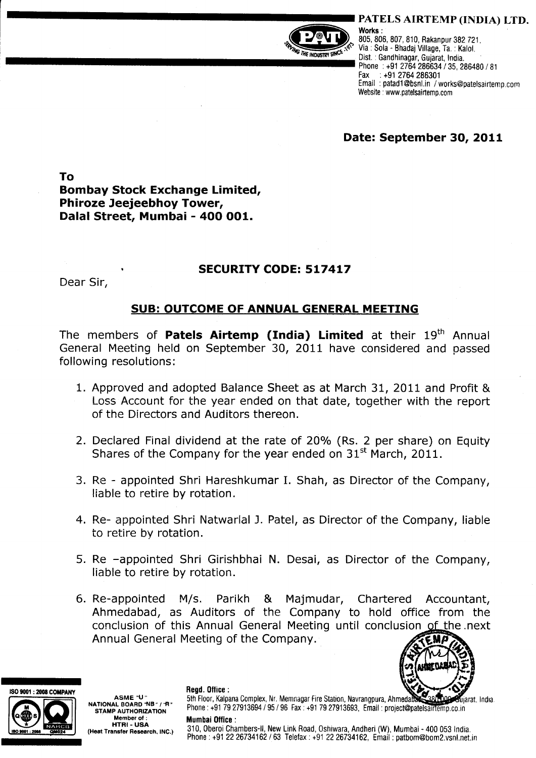**PATELS AIRTEMP (INDIA) LTD.**

Works :
805, 806, 807, 810, Rakanpur 382 721,
Via : Sola - Bhadaj Village, Ta. : Kalol,
Dist. : Gandhinagar, Gujarat, India.
Phone : +91 2764 286634 / 35, 286480 / 81
Fax : +91 2764 286301
Email : patad1@bsnl.in / works@patelsairtemp.com
Website : www.patelsairtemp.com

**Date: September 30, 2011**

**To**
**Bombay Stock Exchange Limited,**
**Phiroze Jeejeebhoy Tower,**
**Dalal Street, Mumbai - 400 001.**

**SECURITY CODE: 517417**

Dear Sir,

**SUB: OUTCOME OF ANNUAL GENERAL MEETING**

The members of **Patels Airtemp (India) Limited** at their 19th Annual General Meeting held on September 30, 2011 have considered and passed following resolutions:

1. Approved and adopted Balance Sheet as at March 31, 2011 and Profit & Loss Account for the year ended on that date, together with the report of the Directors and Auditors thereon.

2. Declared Final dividend at the rate of 20% (Rs. 2 per share) on Equity Shares of the Company for the year ended on 31st March, 2011.

3. Re - appointed Shri Hareshkumar I. Shah, as Director of the Company, liable to retire by rotation.

4. Re- appointed Shri Natwarlal J. Patel, as Director of the Company, liable to retire by rotation.

5. Re –appointed Shri Girishbhai N. Desai, as Director of the Company, liable to retire by rotation.

6. Re-appointed M/s. Parikh & Majmudar, Chartered Accountant, Ahmedabad, as Auditors of the Company to hold office from the conclusion of this Annual General Meeting until conclusion of the next Annual General Meeting of the Company.

ISO 9001 : 2008 COMPANY

ASME "U"
NATIONAL BOARD "NB" / "R"
STAMP AUTHORIZATION
Member of :
HTRI - USA
(Heat Transfer Research, INC.)

**Regd. Office :**
5th Floor, Kalpana Complex, Nr. Memnagar Fire Station, Navrangpura, Ahmedabad - 380 009 Gujarat, India.
Phone : +91 79 27913694 / 95 / 96 Fax : +91 79 27913693, Email : project@patelsairtemp.co.in

**Mumbai Office :**
310, Oberoi Chambers-II, New Link Road, Oshiwara, Andheri (W), Mumbai - 400 053 India.
Phone : +91 22 26734162 / 63 Telefax : +91 22 26734162, Email : patbom@bom2.vsnl.net.in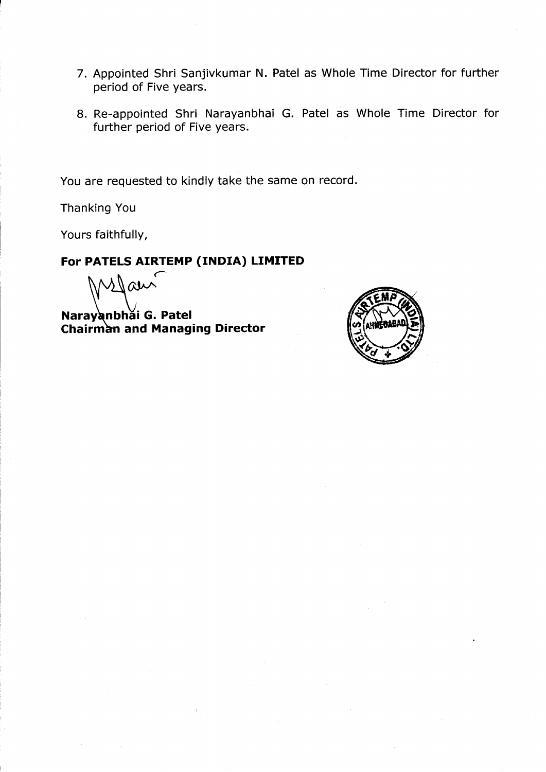7. Appointed Shri Sanjivkumar N. Patel as Whole Time Director for further period of Five years.

8. Re-appointed Shri Narayanbhai G. Patel as Whole Time Director for further period of Five years.

You are requested to kindly take the same on record.

Thanking You

Yours faithfully,

**For PATELS AIRTEMP (INDIA) LIMITED**

**Narayanbhai G. Patel**
**Chairman and Managing Director**